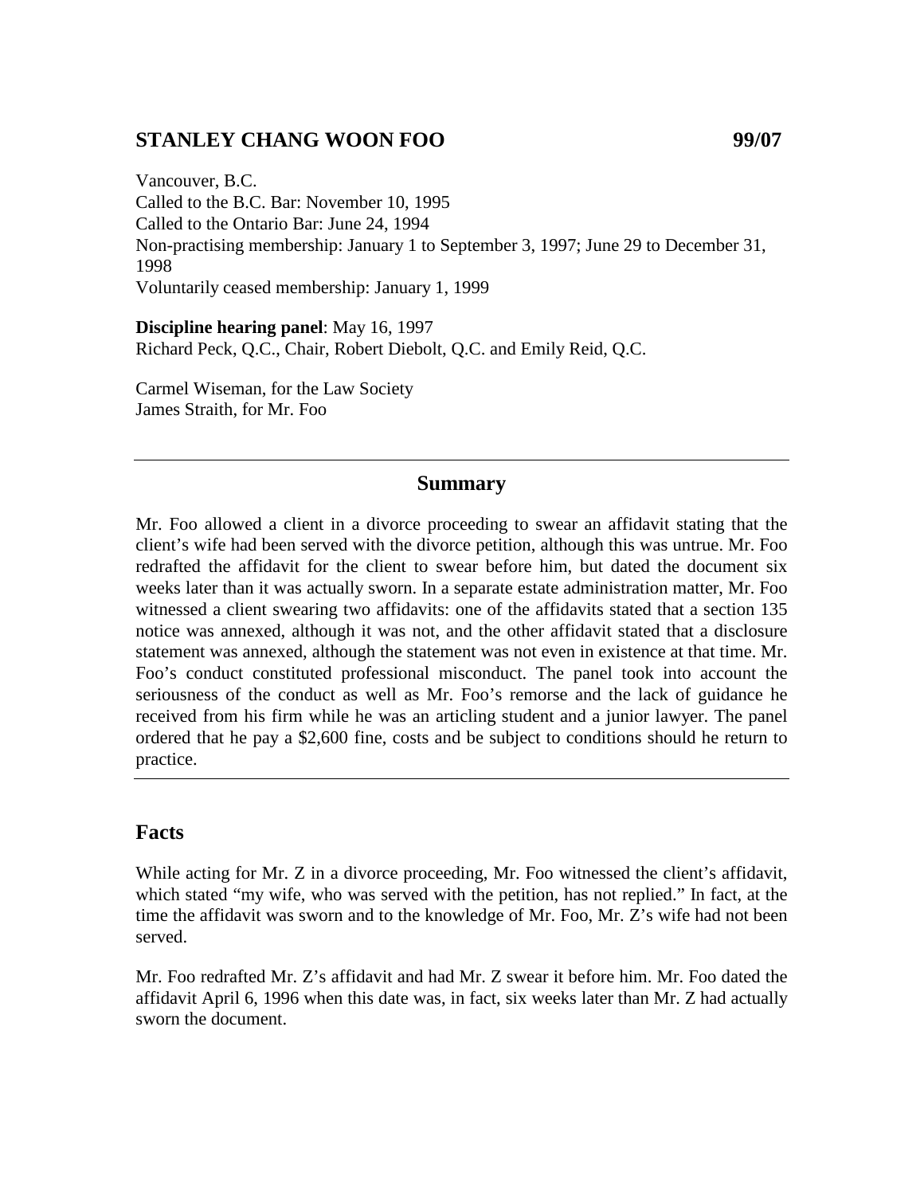# STANLEY CHANG WOON FOO 99/07

Vancouver, B.C.
Called to the B.C. Bar: November 10, 1995
Called to the Ontario Bar: June 24, 1994
Non-practising membership: January 1 to September 3, 1997; June 29 to December 31, 1998
Voluntarily ceased membership: January 1, 1999

**Discipline hearing panel**: May 16, 1997
Richard Peck, Q.C., Chair, Robert Diebolt, Q.C. and Emily Reid, Q.C.

Carmel Wiseman, for the Law Society
James Straith, for Mr. Foo

---

## Summary

Mr. Foo allowed a client in a divorce proceeding to swear an affidavit stating that the client's wife had been served with the divorce petition, although this was untrue. Mr. Foo redrafted the affidavit for the client to swear before him, but dated the document six weeks later than it was actually sworn. In a separate estate administration matter, Mr. Foo witnessed a client swearing two affidavits: one of the affidavits stated that a section 135 notice was annexed, although it was not, and the other affidavit stated that a disclosure statement was annexed, although the statement was not even in existence at that time. Mr. Foo's conduct constituted professional misconduct. The panel took into account the seriousness of the conduct as well as Mr. Foo's remorse and the lack of guidance he received from his firm while he was an articling student and a junior lawyer. The panel ordered that he pay a $2,600 fine, costs and be subject to conditions should he return to practice.

---

## Facts

While acting for Mr. Z in a divorce proceeding, Mr. Foo witnessed the client's affidavit, which stated "my wife, who was served with the petition, has not replied." In fact, at the time the affidavit was sworn and to the knowledge of Mr. Foo, Mr. Z's wife had not been served.

Mr. Foo redrafted Mr. Z's affidavit and had Mr. Z swear it before him. Mr. Foo dated the affidavit April 6, 1996 when this date was, in fact, six weeks later than Mr. Z had actually sworn the document.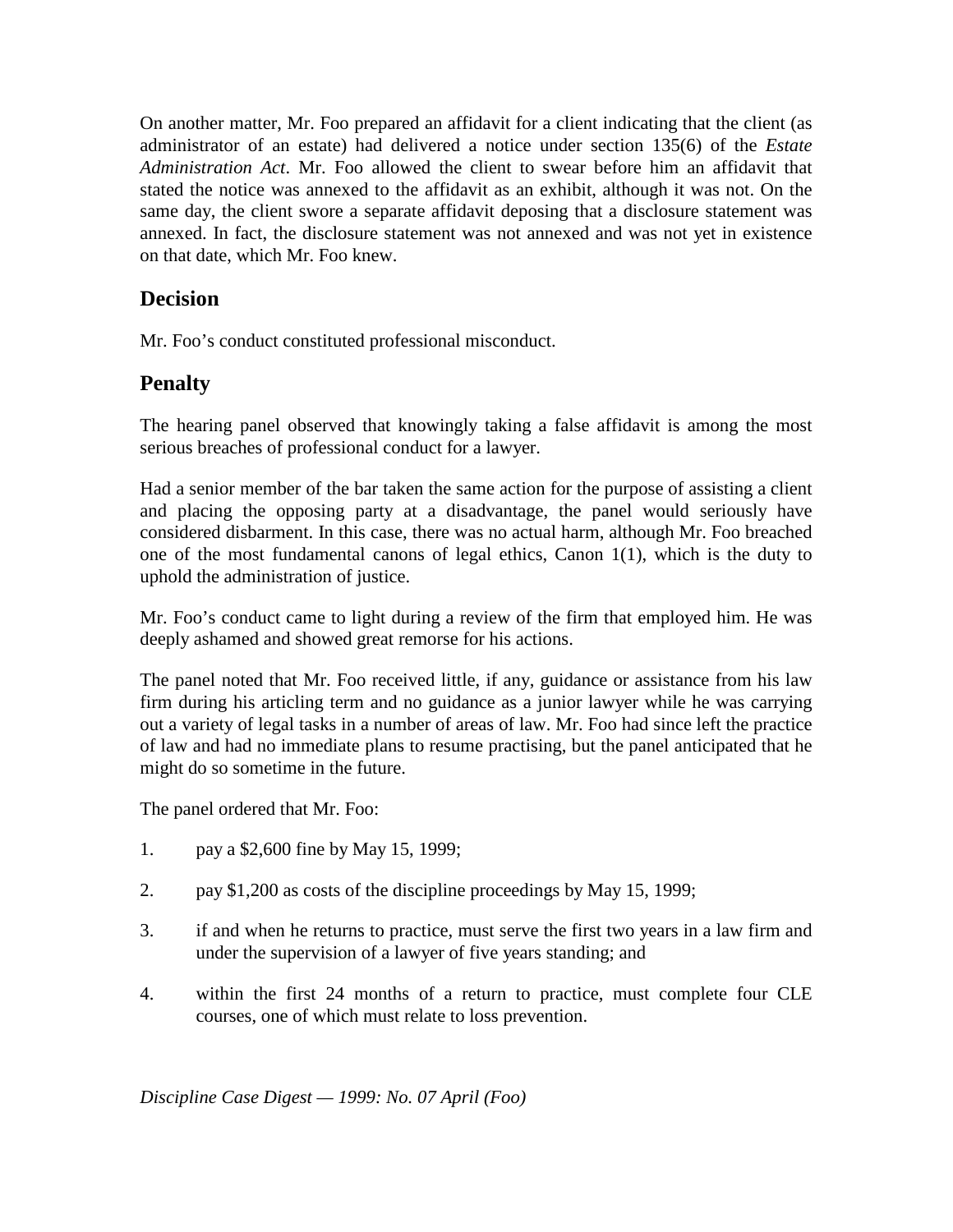On another matter, Mr. Foo prepared an affidavit for a client indicating that the client (as administrator of an estate) had delivered a notice under section 135(6) of the *Estate Administration Act*. Mr. Foo allowed the client to swear before him an affidavit that stated the notice was annexed to the affidavit as an exhibit, although it was not. On the same day, the client swore a separate affidavit deposing that a disclosure statement was annexed. In fact, the disclosure statement was not annexed and was not yet in existence on that date, which Mr. Foo knew.

## Decision

Mr. Foo's conduct constituted professional misconduct.

## Penalty

The hearing panel observed that knowingly taking a false affidavit is among the most serious breaches of professional conduct for a lawyer.

Had a senior member of the bar taken the same action for the purpose of assisting a client and placing the opposing party at a disadvantage, the panel would seriously have considered disbarment. In this case, there was no actual harm, although Mr. Foo breached one of the most fundamental canons of legal ethics, Canon 1(1), which is the duty to uphold the administration of justice.

Mr. Foo's conduct came to light during a review of the firm that employed him. He was deeply ashamed and showed great remorse for his actions.

The panel noted that Mr. Foo received little, if any, guidance or assistance from his law firm during his articling term and no guidance as a junior lawyer while he was carrying out a variety of legal tasks in a number of areas of law. Mr. Foo had since left the practice of law and had no immediate plans to resume practising, but the panel anticipated that he might do so sometime in the future.

The panel ordered that Mr. Foo:

1. pay a $2,600 fine by May 15, 1999;
2. pay $1,200 as costs of the discipline proceedings by May 15, 1999;
3. if and when he returns to practice, must serve the first two years in a law firm and under the supervision of a lawyer of five years standing; and
4. within the first 24 months of a return to practice, must complete four CLE courses, one of which must relate to loss prevention.

*Discipline Case Digest — 1999: No. 07 April (Foo)*